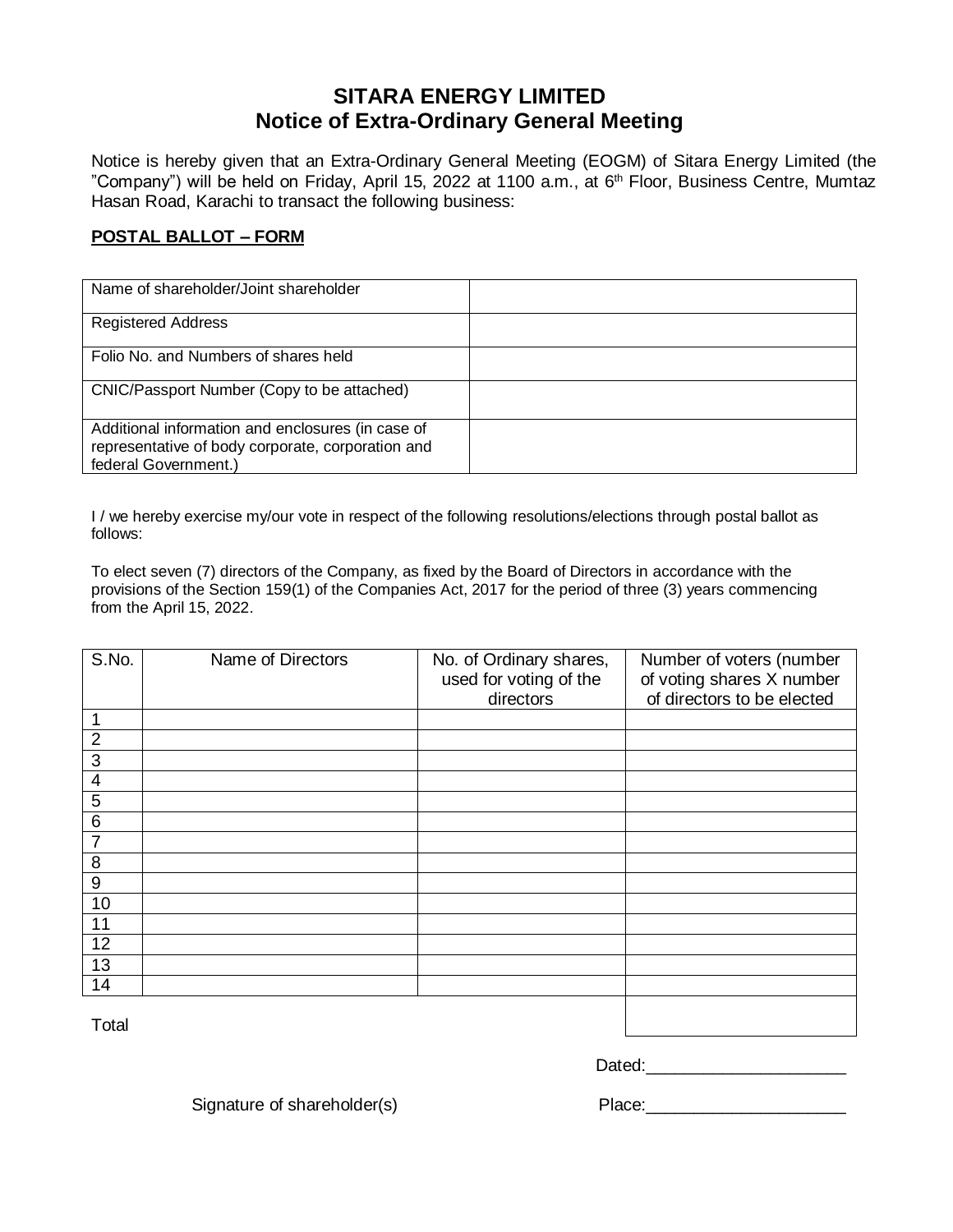# SITARA ENERGY LIMITED
## Notice of Extra-Ordinary General Meeting

Notice is hereby given that an Extra-Ordinary General Meeting (EOGM) of Sitara Energy Limited (the "Company") will be held on Friday, April 15, 2022 at 1100 a.m., at 6th Floor, Business Centre, Mumtaz Hasan Road, Karachi to transact the following business:

**POSTAL BALLOT – FORM**

| Name of shareholder/Joint shareholder | |
|---|---|
| Registered Address | |
| Folio No. and Numbers of shares held | |
| CNIC/Passport Number (Copy to be attached) | |
| Additional information and enclosures (in case of representative of body corporate, corporation and federal Government.) | |

I / we hereby exercise my/our vote in respect of the following resolutions/elections through postal ballot as follows:

To elect seven (7) directors of the Company, as fixed by the Board of Directors in accordance with the provisions of the Section 159(1) of the Companies Act, 2017 for the period of three (3) years commencing from the April 15, 2022.

| S.No. | Name of Directors | No. of Ordinary shares, used for voting of the directors | Number of voters (number of voting shares X number of directors to be elected |
|---|---|---|---|
| 1 | | | |
| 2 | | | |
| 3 | | | |
| 4 | | | |
| 5 | | | |
| 6 | | | |
| 7 | | | |
| 8 | | | |
| 9 | | | |
| 10 | | | |
| 11 | | | |
| 12 | | | |
| 13 | | | |
| 14 | | | |
| Total | | | |

Dated:_____________________

Signature of shareholder(s)

Place:_____________________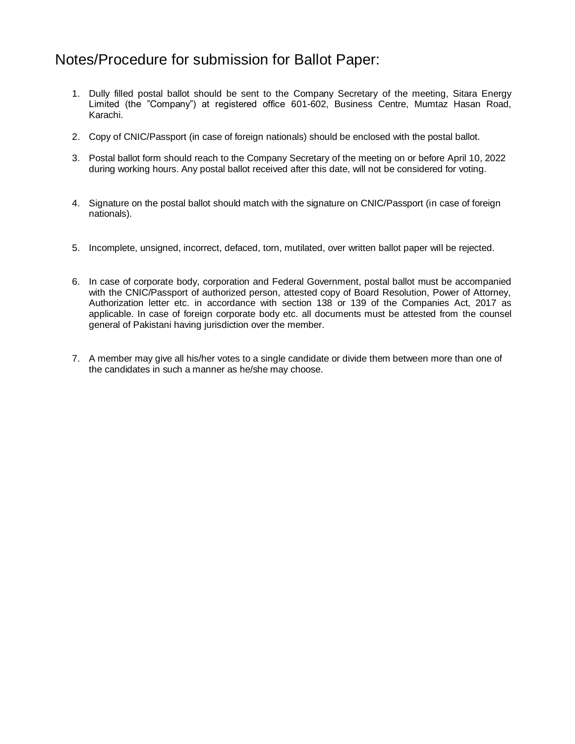# Notes/Procedure for submission for Ballot Paper:

1. Dully filled postal ballot should be sent to the Company Secretary of the meeting, Sitara Energy Limited (the "Company") at registered office 601-602, Business Centre, Mumtaz Hasan Road, Karachi.

2. Copy of CNIC/Passport (in case of foreign nationals) should be enclosed with the postal ballot.

3. Postal ballot form should reach to the Company Secretary of the meeting on or before April 10, 2022 during working hours. Any postal ballot received after this date, will not be considered for voting.

4. Signature on the postal ballot should match with the signature on CNIC/Passport (in case of foreign nationals).

5. Incomplete, unsigned, incorrect, defaced, torn, mutilated, over written ballot paper will be rejected.

6. In case of corporate body, corporation and Federal Government, postal ballot must be accompanied with the CNIC/Passport of authorized person, attested copy of Board Resolution, Power of Attorney, Authorization letter etc. in accordance with section 138 or 139 of the Companies Act, 2017 as applicable. In case of foreign corporate body etc. all documents must be attested from the counsel general of Pakistani having jurisdiction over the member.

7. A member may give all his/her votes to a single candidate or divide them between more than one of the candidates in such a manner as he/she may choose.